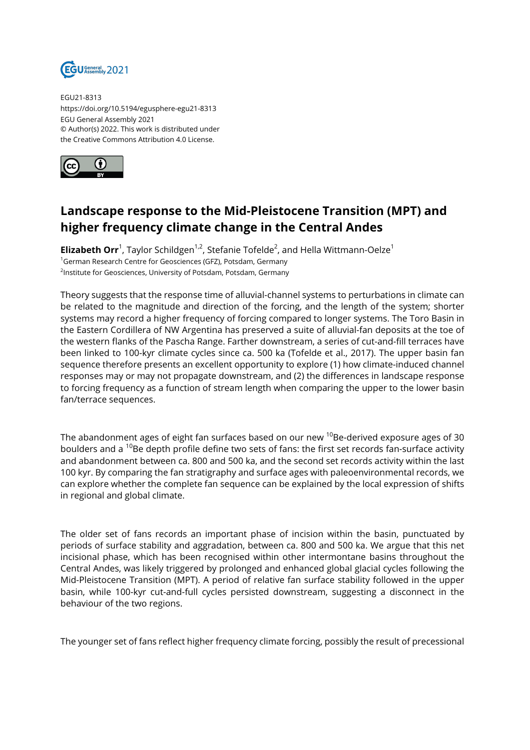EGU21-8313
https://doi.org/10.5194/egusphere-egu21-8313
EGU General Assembly 2021
© Author(s) 2022. This work is distributed under
the Creative Commons Attribution 4.0 License.

# Landscape response to the Mid-Pleistocene Transition (MPT) and higher frequency climate change in the Central Andes

**Elizabeth Orr**[1], Taylor Schildgen[1,2], Stefanie Tofelde[2], and Hella Wittmann-Oelze[1]

[1]German Research Centre for Geosciences (GFZ), Potsdam, Germany
[2]Institute for Geosciences, University of Potsdam, Potsdam, Germany

Theory suggests that the response time of alluvial-channel systems to perturbations in climate can be related to the magnitude and direction of the forcing, and the length of the system; shorter systems may record a higher frequency of forcing compared to longer systems. The Toro Basin in the Eastern Cordillera of NW Argentina has preserved a suite of alluvial-fan deposits at the toe of the western flanks of the Pascha Range. Farther downstream, a series of cut-and-fill terraces have been linked to 100-kyr climate cycles since ca. 500 ka (Tofelde et al., 2017). The upper basin fan sequence therefore presents an excellent opportunity to explore (1) how climate-induced channel responses may or may not propagate downstream, and (2) the differences in landscape response to forcing frequency as a function of stream length when comparing the upper to the lower basin fan/terrace sequences.

The abandonment ages of eight fan surfaces based on our new $^{10}$Be-derived exposure ages of 30 boulders and a $^{10}$Be depth profile define two sets of fans: the first set records fan-surface activity and abandonment between ca. 800 and 500 ka, and the second set records activity within the last 100 kyr. By comparing the fan stratigraphy and surface ages with paleoenvironmental records, we can explore whether the complete fan sequence can be explained by the local expression of shifts in regional and global climate.

The older set of fans records an important phase of incision within the basin, punctuated by periods of surface stability and aggradation, between ca. 800 and 500 ka. We argue that this net incisional phase, which has been recognised within other intermontane basins throughout the Central Andes, was likely triggered by prolonged and enhanced global glacial cycles following the Mid-Pleistocene Transition (MPT). A period of relative fan surface stability followed in the upper basin, while 100-kyr cut-and-full cycles persisted downstream, suggesting a disconnect in the behaviour of the two regions.

The younger set of fans reflect higher frequency climate forcing, possibly the result of precessional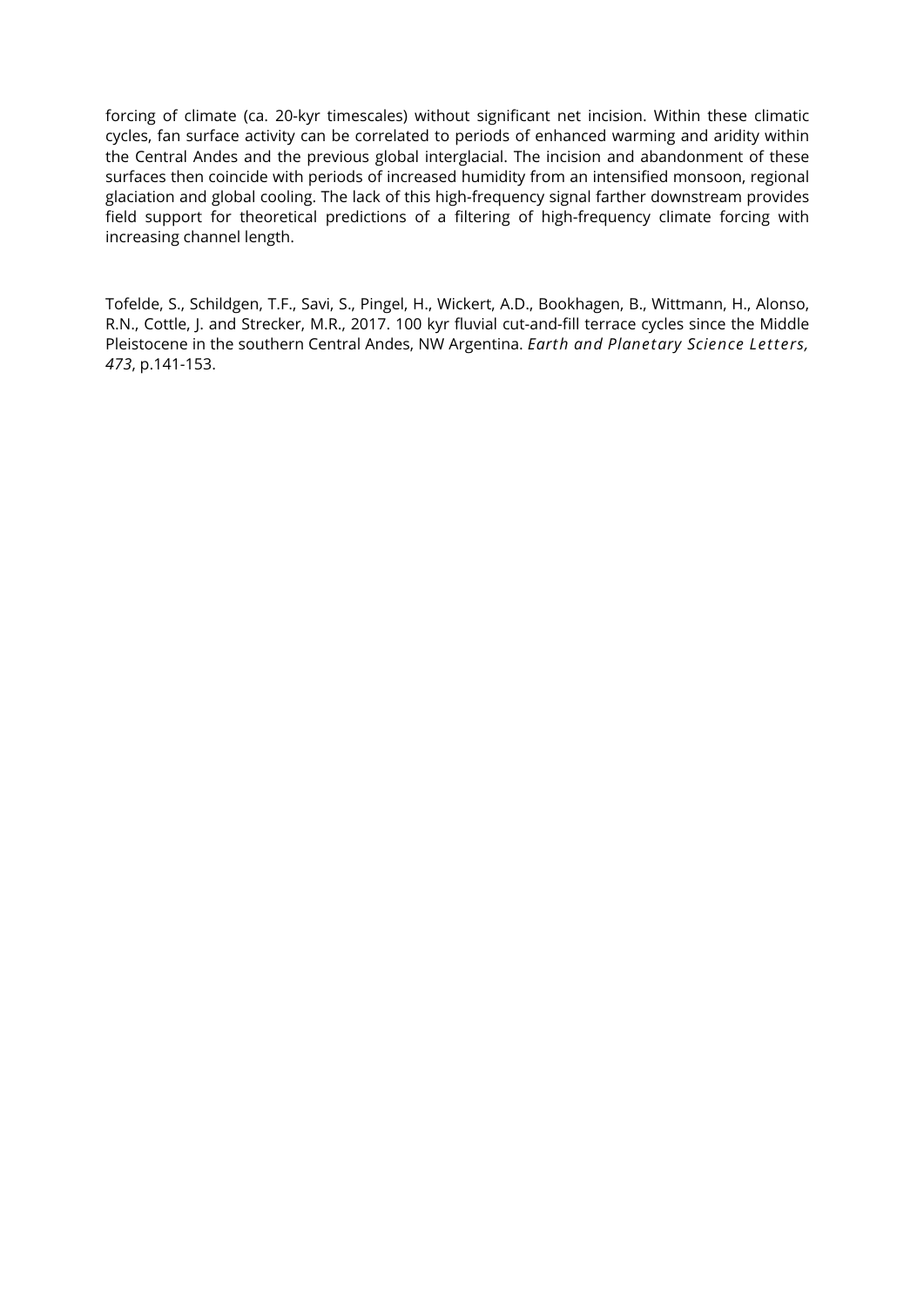forcing of climate (ca. 20-kyr timescales) without significant net incision. Within these climatic cycles, fan surface activity can be correlated to periods of enhanced warming and aridity within the Central Andes and the previous global interglacial. The incision and abandonment of these surfaces then coincide with periods of increased humidity from an intensified monsoon, regional glaciation and global cooling. The lack of this high-frequency signal farther downstream provides field support for theoretical predictions of a filtering of high-frequency climate forcing with increasing channel length.

Tofelde, S., Schildgen, T.F., Savi, S., Pingel, H., Wickert, A.D., Bookhagen, B., Wittmann, H., Alonso, R.N., Cottle, J. and Strecker, M.R., 2017. 100 kyr fluvial cut-and-fill terrace cycles since the Middle Pleistocene in the southern Central Andes, NW Argentina. *Earth and Planetary Science Letters, 473*, p.141-153.